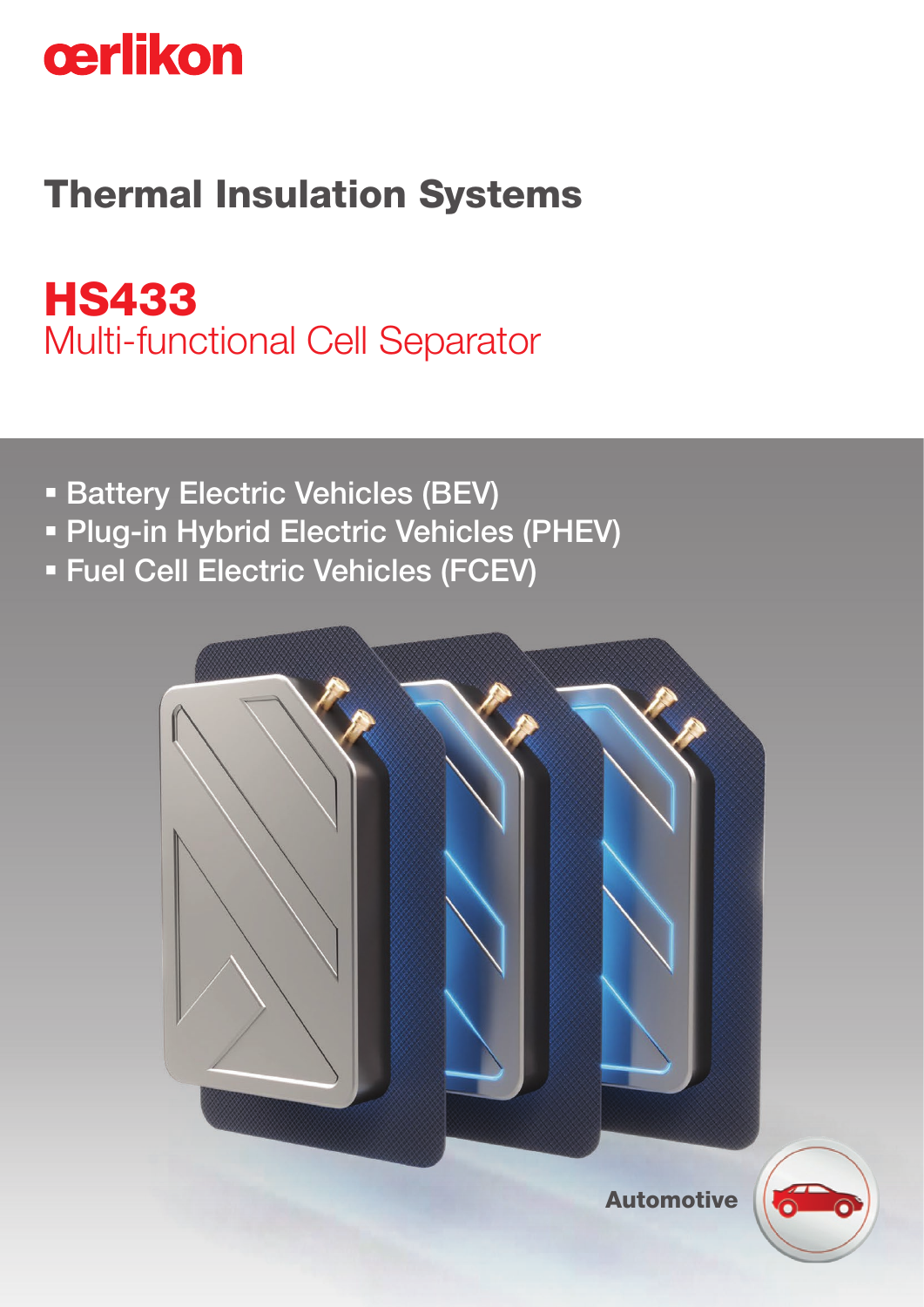oerlikon

# Thermal Insulation Systems

## HS433

Multi-functional Cell Separator

- Battery Electric Vehicles (BEV)
- Plug-in Hybrid Electric Vehicles (PHEV)
- Fuel Cell Electric Vehicles (FCEV)

Automotive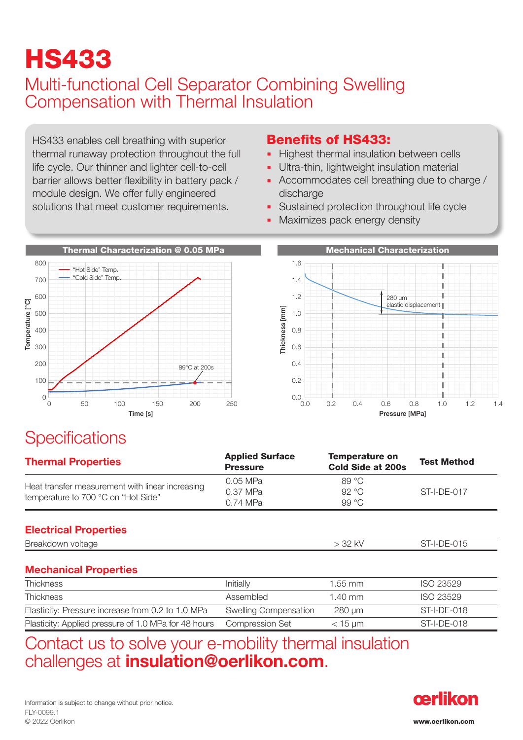# HS433

## Multi-functional Cell Separator Combining Swelling Compensation with Thermal Insulation

HS433 enables cell breathing with superior thermal runaway protection throughout the full life cycle. Our thinner and lighter cell-to-cell barrier allows better flexibility in battery pack / module design. We offer fully engineered solutions that meet customer requirements.

### Benefits of HS433:

- Highest thermal insulation between cells
- Ultra-thin, lightweight insulation material
- Accommodates cell breathing due to charge / discharge
- Sustained protection throughout life cycle
- Maximizes pack energy density

**Thermal Characterization @ 0.05 MPa**

"Hot Side" Temp.
"Cold Side" Temp.
89°C at 200s
Temperature [°C]
0
100
200
300
400
500
600
700
800
Time [s]
0
50
100
150
200
250

**Mechanical Characterization**

280 µm elastic displacement
Thickness [mm]
0.0
0.2
0.4
0.6
0.8
1.0
1.2
1.4
1.6
Pressure [MPa]
0.0
0.2
0.4
0.6
0.8
1.0
1.2
1.4

## Specifications

| Thermal Properties | Applied Surface Pressure | Temperature on Cold Side at 200s | Test Method |
|---|---|---|---|
| Heat transfer measurement with linear increasing temperature to 700 °C on "Hot Side" | 0.05 MPa | 89 °C | ST-I-DE-017 |
| | 0.37 MPa | 92 °C | |
| | 0.74 MPa | 99 °C | |

### Electrical Properties

| | | | |
|---|---|---|---|
| Breakdown voltage | | > 32 kV | ST-I-DE-015 |

### Mechanical Properties

| | | | |
|---|---|---|---|
| Thickness | Initially | 1.55 mm | ISO 23529 |
| Thickness | Assembled | 1.40 mm | ISO 23529 |
| Elasticity: Pressure increase from 0.2 to 1.0 MPa | Swelling Compensation | 280 µm | ST-I-DE-018 |
| Plasticity: Applied pressure of 1.0 MPa for 48 hours | Compression Set | < 15 µm | ST-I-DE-018 |

## Contact us to solve your e-mobility thermal insulation challenges at **insulation@oerlikon.com**.

Information is subject to change without prior notice.
FLY-0099.1
© 2022 Oerlikon

oerlikon
www.oerlikon.com